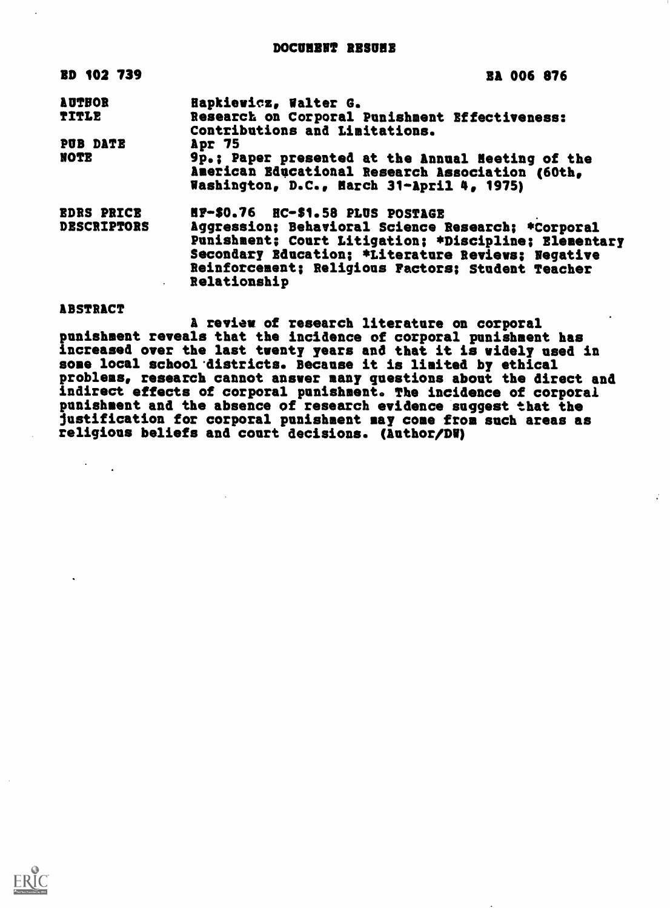# DOCUMENT RESUME

| | |
|---|---|
| ED 102 739 | EA 006 876 |
| AUTHOR | Hapkiewicz, Walter G. |
| TITLE | Research on Corporal Punishment Effectiveness: Contributions and Limitations. |
| PUB DATE | Apr 75 |
| NOTE | 9p.; Paper presented at the Annual Meeting of the American Educational Research Association (60th, Washington, D.C., March 31-April 4, 1975) |
| EDRS PRICE | MF-$0.76 HC-$1.58 PLUS POSTAGE |
| DESCRIPTORS | Aggression; Behavioral Science Research; *Corporal Punishment; Court Litigation; *Discipline; Elementary Secondary Education; *Literature Reviews; Negative Reinforcement; Religious Factors; Student Teacher Relationship |

## ABSTRACT

A review of research literature on corporal punishment reveals that the incidence of corporal punishment has increased over the last twenty years and that it is widely used in some local school districts. Because it is limited by ethical problems, research cannot answer many questions about the direct and indirect effects of corporal punishment. The incidence of corporal punishment and the absence of research evidence suggest that the justification for corporal punishment may come from such areas as religious beliefs and court decisions. (Author/DW)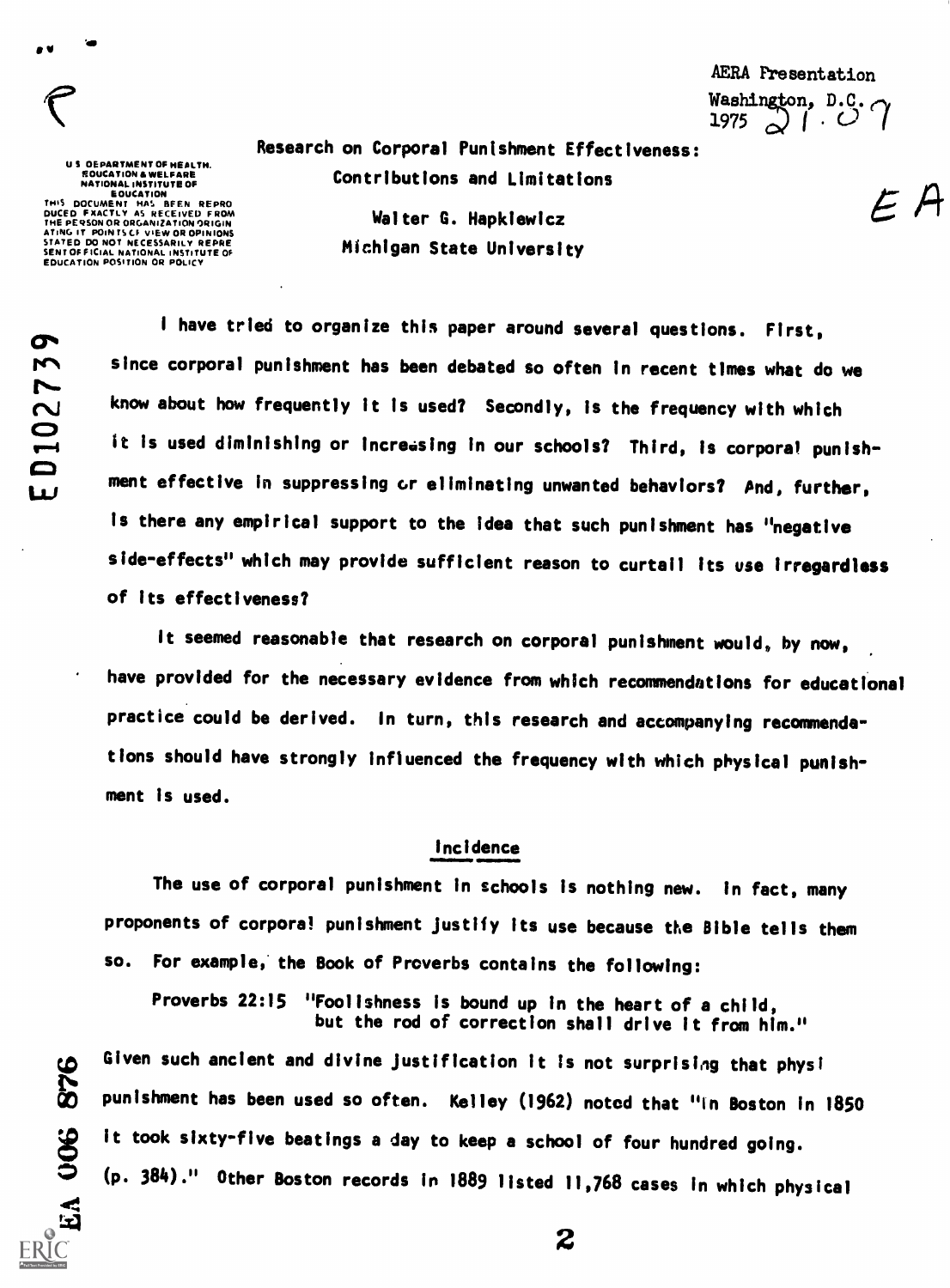AERA Presentation
Washington, D.C.
1975

# Research on Corporal Punishment Effectiveness: Contributions and Limitations

Walter G. Hapkiewicz
Michigan State University

I have tried to organize this paper around several questions. First, since corporal punishment has been debated so often in recent times what do we know about how frequently it is used? Secondly, is the frequency with which it is used diminishing or increasing in our schools? Third, is corporal punishment effective in suppressing or eliminating unwanted behaviors? And, further, is there any empirical support to the idea that such punishment has "negative side-effects" which may provide sufficient reason to curtail its use irregardless of its effectiveness?

It seemed reasonable that research on corporal punishment would, by now, have provided for the necessary evidence from which recommendations for educational practice could be derived. In turn, this research and accompanying recommendations should have strongly influenced the frequency with which physical punishment is used.

## Incidence

The use of corporal punishment in schools is nothing new. In fact, many proponents of corporal punishment justify its use because the Bible tells them so. For example, the Book of Proverbs contains the following:

> Proverbs 22:15 "Foolishness is bound up in the heart of a child, but the rod of correction shall drive it from him."

Given such ancient and divine justification it is not surprising that physi punishment has been used so often. Kelley (1962) noted that "in Boston in 1850 it took sixty-five beatings a day to keep a school of four hundred going. (p. 384)." Other Boston records in 1889 listed 11,768 cases in which physical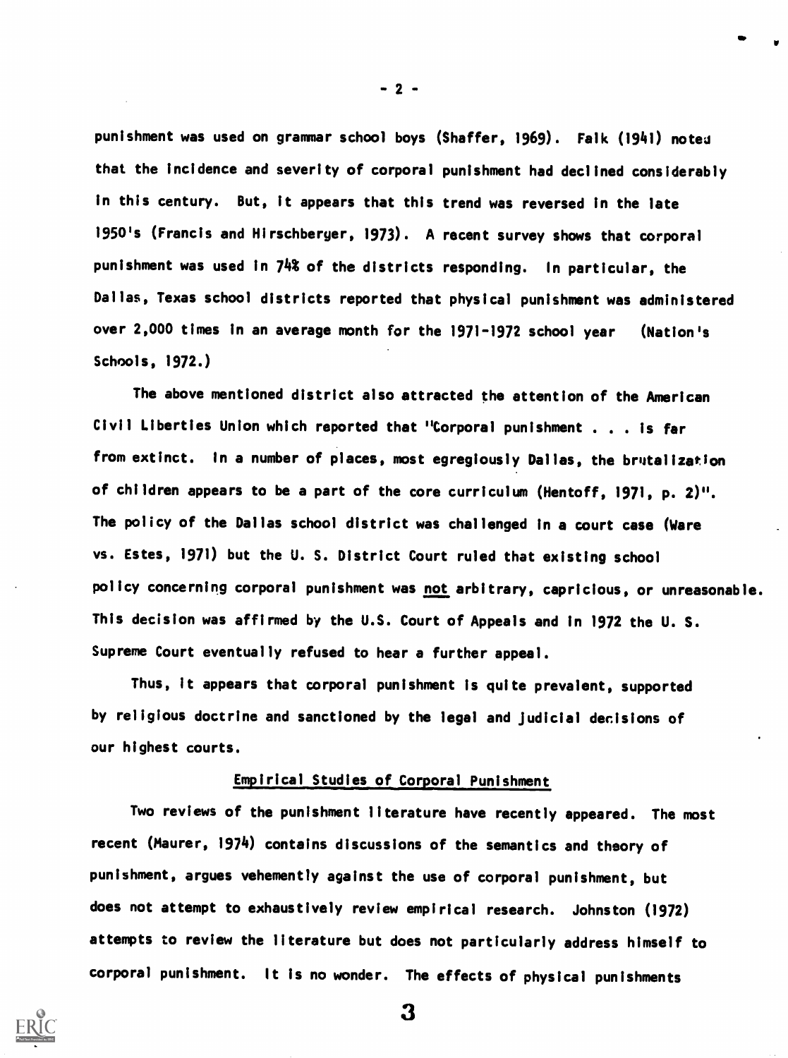punishment was used on grammar school boys (Shaffer, 1969). Falk (1941) noted that the incidence and severity of corporal punishment had declined considerably in this century. But, it appears that this trend was reversed in the late 1950's (Francis and Hirschberger, 1973). A recent survey shows that corporal punishment was used in 74% of the districts responding. In particular, the Dallas, Texas school districts reported that physical punishment was administered over 2,000 times in an average month for the 1971-1972 school year (Nation's Schools, 1972.)

The above mentioned district also attracted the attention of the American Civil Liberties Union which reported that "Corporal punishment . . . is far from extinct. In a number of places, most egregiously Dallas, the brutalization of children appears to be a part of the core curriculum (Hentoff, 1971, p. 2)". The policy of the Dallas school district was challenged in a court case (Ware vs. Estes, 1971) but the U. S. District Court ruled that existing school policy concerning corporal punishment was not arbitrary, capricious, or unreasonable. This decision was affirmed by the U.S. Court of Appeals and in 1972 the U. S. Supreme Court eventually refused to hear a further appeal.

Thus, it appears that corporal punishment is quite prevalent, supported by religious doctrine and sanctioned by the legal and judicial decisions of our highest courts.

## Empirical Studies of Corporal Punishment

Two reviews of the punishment literature have recently appeared. The most recent (Maurer, 1974) contains discussions of the semantics and theory of punishment, argues vehemently against the use of corporal punishment, but does not attempt to exhaustively review empirical research. Johnston (1972) attempts to review the literature but does not particularly address himself to corporal punishment. It is no wonder. The effects of physical punishments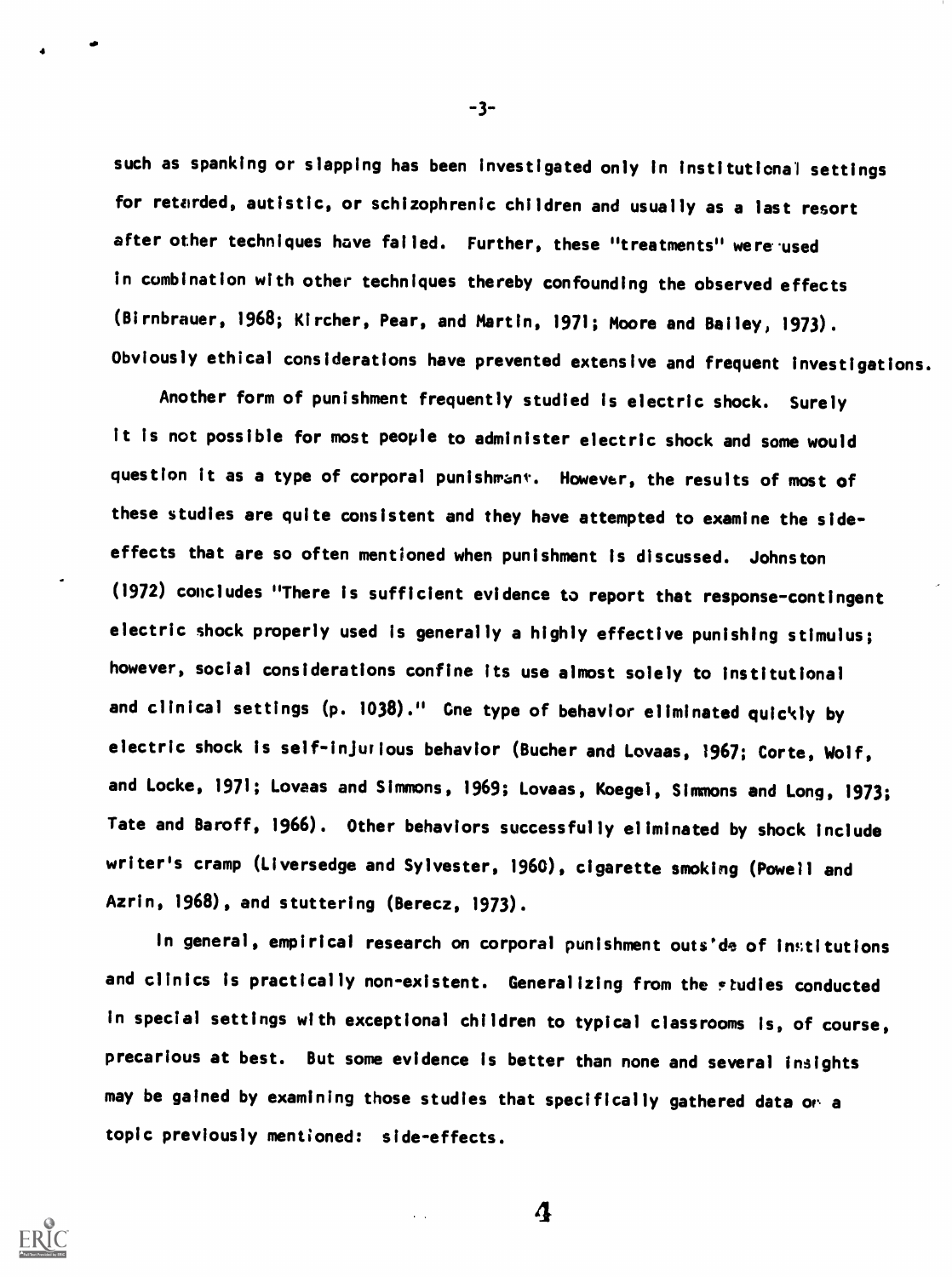such as spanking or slapping has been investigated only in institutional settings for retarded, autistic, or schizophrenic children and usually as a last resort after other techniques have failed. Further, these "treatments" were used in combination with other techniques thereby confounding the observed effects (Birnbrauer, 1968; Kircher, Pear, and Martin, 1971; Moore and Bailey, 1973). Obviously ethical considerations have prevented extensive and frequent investigations.

Another form of punishment frequently studied is electric shock. Surely it is not possible for most people to administer electric shock and some would question it as a type of corporal punishment. However, the results of most of these studies are quite consistent and they have attempted to examine the side-effects that are so often mentioned when punishment is discussed. Johnston (1972) concludes "There is sufficient evidence to report that response-contingent electric shock properly used is generally a highly effective punishing stimulus; however, social considerations confine its use almost solely to institutional and clinical settings (p. 1038)." One type of behavior eliminated quickly by electric shock is self-injurious behavior (Bucher and Lovaas, 1967; Corte, Wolf, and Locke, 1971; Lovaas and Simmons, 1969; Lovaas, Koegel, Simmons and Long, 1973; Tate and Baroff, 1966). Other behaviors successfully eliminated by shock include writer's cramp (Liversedge and Sylvester, 1960), cigarette smoking (Powell and Azrin, 1968), and stuttering (Berecz, 1973).

In general, empirical research on corporal punishment outside of institutions and clinics is practically non-existent. Generalizing from the studies conducted in special settings with exceptional children to typical classrooms is, of course, precarious at best. But some evidence is better than none and several insights may be gained by examining those studies that specifically gathered data on a topic previously mentioned: side-effects.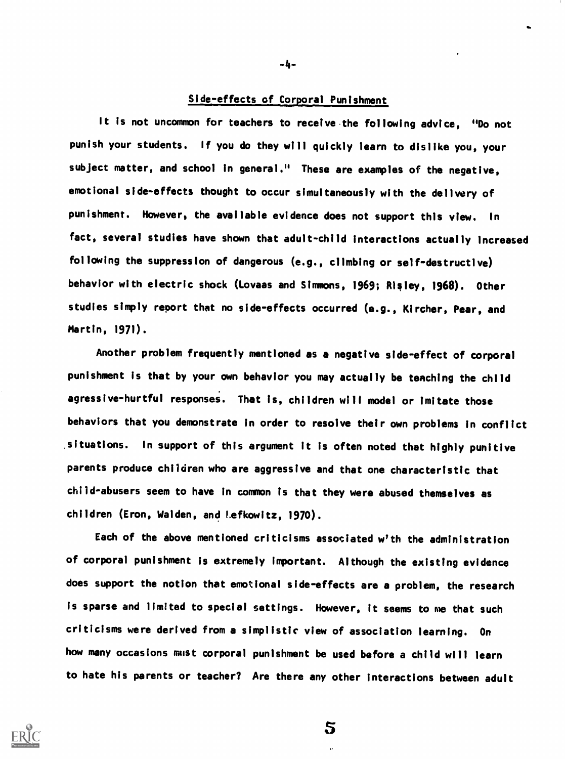## Side-effects of Corporal Punishment

It is not uncommon for teachers to receive the following advice, "Do not punish your students. If you do they will quickly learn to dislike you, your subject matter, and school in general." These are examples of the negative, emotional side-effects thought to occur simultaneously with the delivery of punishment. However, the available evidence does not support this view. In fact, several studies have shown that adult-child interactions actually increased following the suppression of dangerous (e.g., climbing or self-destructive) behavior with electric shock (Lovaas and Simmons, 1969; Risley, 1968). Other studies simply report that no side-effects occurred (e.g., Kircher, Pear, and Martin, 1971).

Another problem frequently mentioned as a negative side-effect of corporal punishment is that by your own behavior you may actually be teaching the child agressive-hurtful responses. That is, children will model or imitate those behaviors that you demonstrate in order to resolve their own problems in conflict situations. In support of this argument it is often noted that highly punitive parents produce children who are aggressive and that one characteristic that child-abusers seem to have in common is that they were abused themselves as children (Eron, Walden, and Lefkowitz, 1970).

Each of the above mentioned criticisms associated w'th the administration of corporal punishment is extremely important. Although the existing evidence does support the notion that emotional side-effects are a problem, the research is sparse and limited to special settings. However, it seems to me that such criticisms were derived from a simplistic view of association learning. On how many occasions must corporal punishment be used before a child will learn to hate his parents or teacher? Are there any other interactions between adult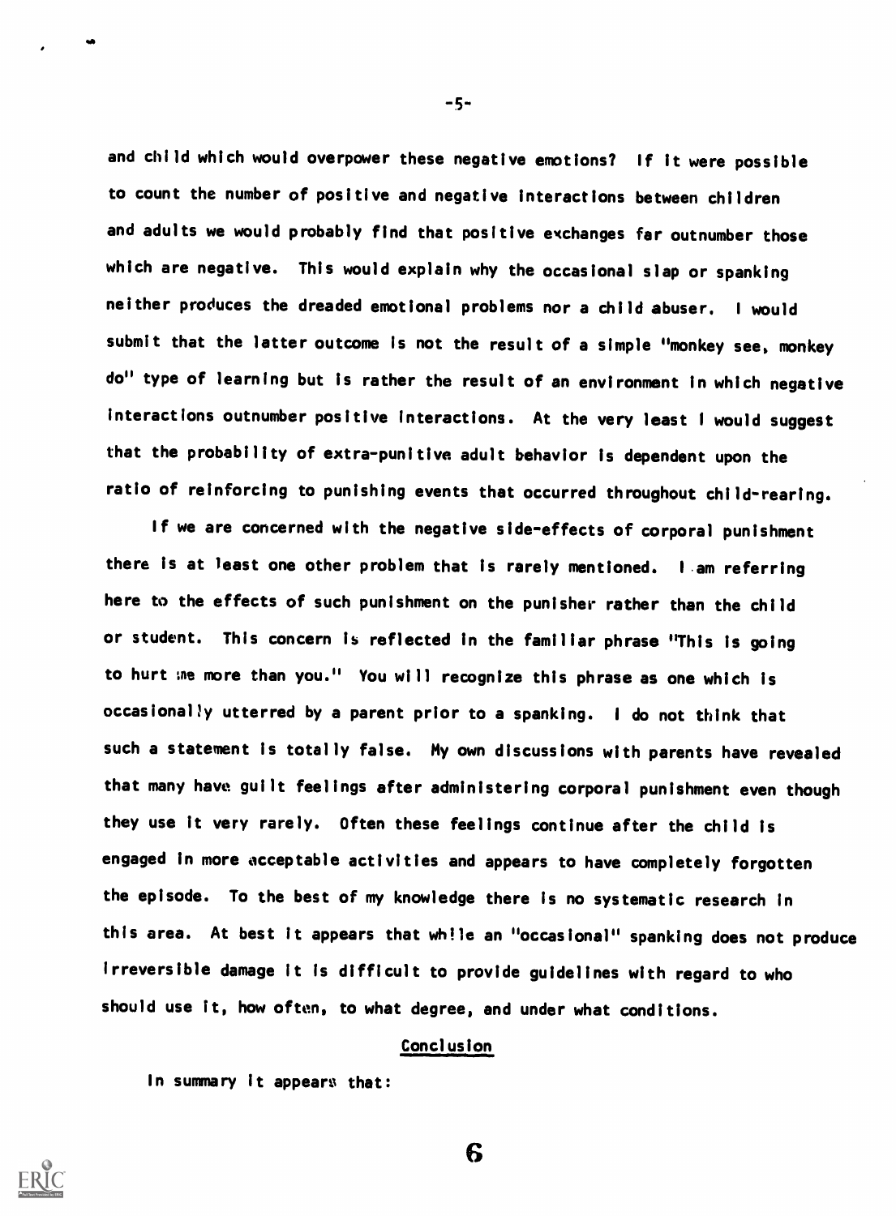and child which would overpower these negative emotions? If it were possible to count the number of positive and negative interactions between children and adults we would probably find that positive exchanges far outnumber those which are negative. This would explain why the occasional slap or spanking neither produces the dreaded emotional problems nor a child abuser. I would submit that the latter outcome is not the result of a simple "monkey see, monkey do" type of learning but is rather the result of an environment in which negative interactions outnumber positive interactions. At the very least I would suggest that the probability of extra-punitive adult behavior is dependent upon the ratio of reinforcing to punishing events that occurred throughout child-rearing.

If we are concerned with the negative side-effects of corporal punishment there is at least one other problem that is rarely mentioned. I am referring here to the effects of such punishment on the punisher rather than the child or student. This concern is reflected in the familiar phrase "This is going to hurt me more than you." You will recognize this phrase as one which is occasionally utterred by a parent prior to a spanking. I do not think that such a statement is totally false. My own discussions with parents have revealed that many have guilt feelings after administering corporal punishment even though they use it very rarely. Often these feelings continue after the child is engaged in more acceptable activities and appears to have completely forgotten the episode. To the best of my knowledge there is no systematic research in this area. At best it appears that while an "occasional" spanking does not produce irreversible damage it is difficult to provide guidelines with regard to who should use it, how often, to what degree, and under what conditions.

## Conclusion

In summary it appears that: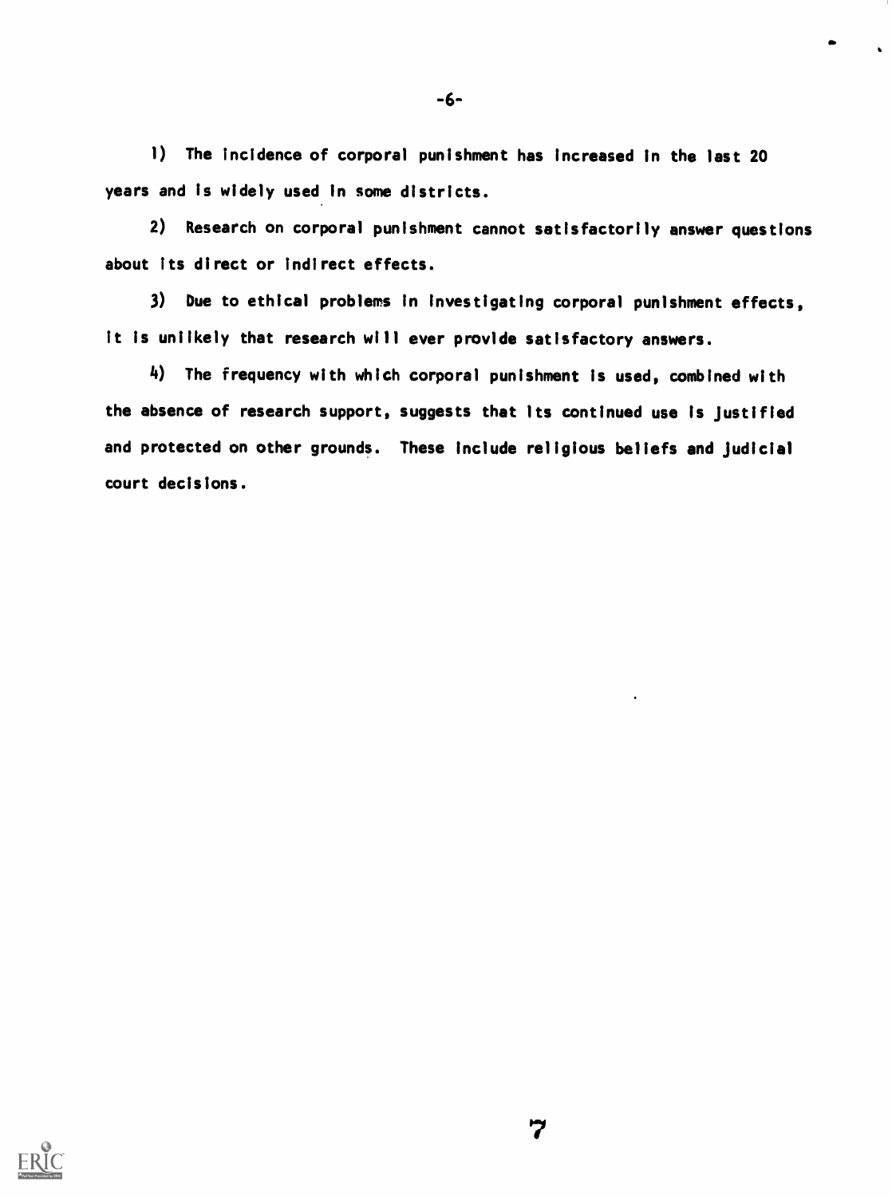1) The incidence of corporal punishment has increased in the last 20 years and is widely used in some districts.

2) Research on corporal punishment cannot satisfactorily answer questions about its direct or indirect effects.

3) Due to ethical problems in investigating corporal punishment effects, it is unlikely that research will ever provide satisfactory answers.

4) The frequency with which corporal punishment is used, combined with the absence of research support, suggests that its continued use is justified and protected on other grounds. These include religious beliefs and judicial court decisions.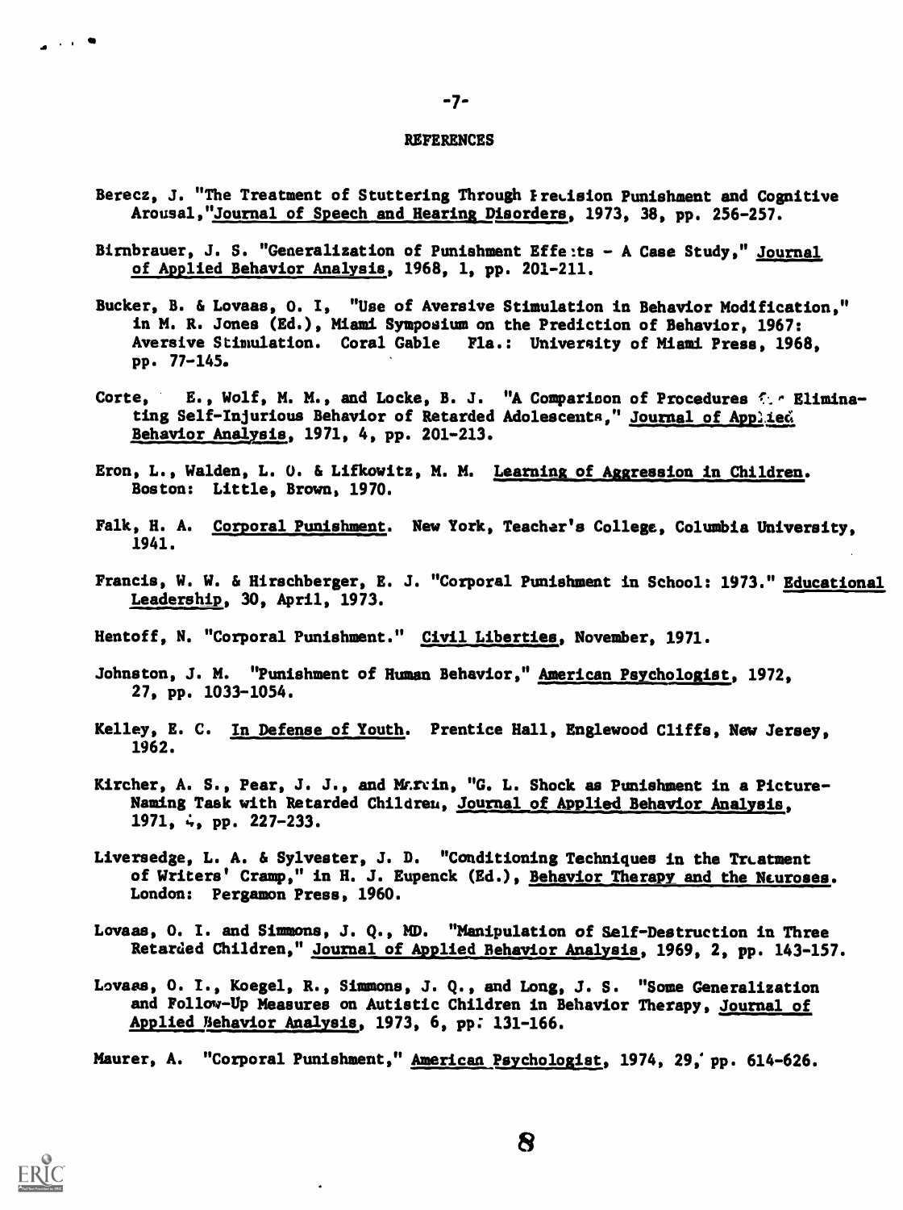## REFERENCES

Berecz, J. "The Treatment of Stuttering Through Precision Punishment and Cognitive Arousal,"Journal of Speech and Hearing Disorders, 1973, 38, pp. 256-257.

Birnbrauer, J. S. "Generalization of Punishment Effects - A Case Study," Journal of Applied Behavior Analysis, 1968, 1, pp. 201-211.

Bucker, B. & Lovaas, O. I, "Use of Aversive Stimulation in Behavior Modification," in M. R. Jones (Ed.), Miami Symposium on the Prediction of Behavior, 1967: Aversive Stimulation. Coral Gable Fla.: University of Miami Press, 1968, pp. 77-145.

Corte, E., Wolf, M. M., and Locke, B. J. "A Comparison of Procedures for Eliminating Self-Injurious Behavior of Retarded Adolescents," Journal of Applied Behavior Analysis, 1971, 4, pp. 201-213.

Eron, L., Walden, L. O. & Lifkowitz, M. M. Learning of Aggression in Children. Boston: Little, Brown, 1970.

Falk, H. A. Corporal Punishment. New York, Teacher's College, Columbia University, 1941.

Francis, W. W. & Hirschberger, E. J. "Corporal Punishment in School: 1973." Educational Leadership, 30, April, 1973.

Hentoff, N. "Corporal Punishment." Civil Liberties, November, 1971.

Johnston, J. M. "Punishment of Human Behavior," American Psychologist, 1972, 27, pp. 1033-1054.

Kelley, E. C. In Defense of Youth. Prentice Hall, Englewood Cliffs, New Jersey, 1962.

Kircher, A. S., Pear, J. J., and Martin, "G. L. Shock as Punishment in a Picture-Naming Task with Retarded Children, Journal of Applied Behavior Analysis, 1971, 4, pp. 227-233.

Liversedge, L. A. & Sylvester, J. D. "Conditioning Techniques in the Treatment of Writers' Cramp," in H. J. Eupenck (Ed.), Behavior Therapy and the Neuroses. London: Pergamon Press, 1960.

Lovaas, O. I. and Simmons, J. Q., MD. "Manipulation of Self-Destruction in Three Retarded Children," Journal of Applied Behavior Analysis, 1969, 2, pp. 143-157.

Lovaas, O. I., Koegel, R., Simmons, J. Q., and Long, J. S. "Some Generalization and Follow-Up Measures on Autistic Children in Behavior Therapy, Journal of Applied Behavior Analysis, 1973, 6, pp. 131-166.

Maurer, A. "Corporal Punishment," American Psychologist, 1974, 29, pp. 614-626.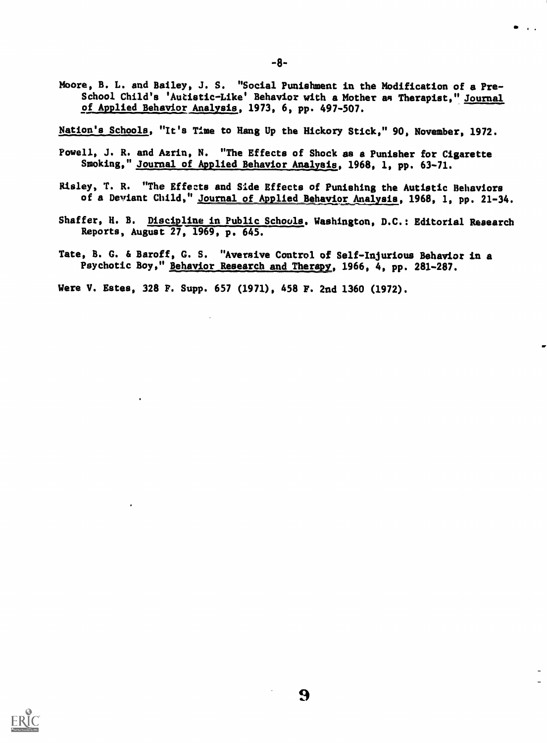Moore, B. L. and Bailey, J. S. "Social Punishment in the Modification of a Pre-School Child's 'Autistic-Like' Behavior with a Mother as Therapist," Journal of Applied Behavior Analysis, 1973, 6, pp. 497-507.

Nation's Schools, "It's Time to Hang Up the Hickory Stick," 90, November, 1972.

Powell, J. R. and Azrin, N. "The Effects of Shock as a Punisher for Cigarette Smoking," Journal of Applied Behavior Analysis, 1968, 1, pp. 63-71.

Risley, T. R. "The Effects and Side Effects of Punishing the Autistic Behaviors of a Deviant Child," Journal of Applied Behavior Analysis, 1968, 1, pp. 21-34.

Shaffer, H. B. Discipline in Public Schools. Washington, D.C.: Editorial Research Reports, August 27, 1969, p. 645.

Tate, B. G. & Baroff, G. S. "Aversive Control of Self-Injurious Behavior in a Psychotic Boy," Behavior Research and Therapy, 1966, 4, pp. 281-287.

Were V. Estes, 328 F. Supp. 657 (1971), 458 F. 2nd 1360 (1972).